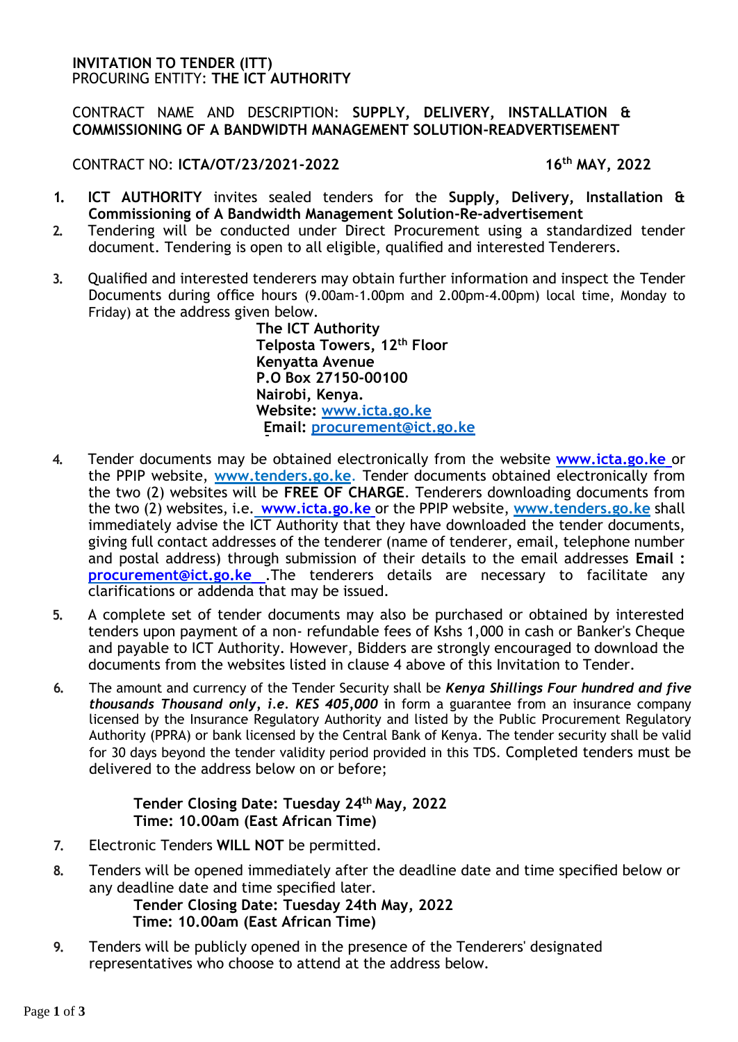**INVITATION TO TENDER (ITT)**
PROCURING ENTITY: **THE ICT AUTHORITY**

CONTRACT NAME AND DESCRIPTION: **SUPPLY, DELIVERY, INSTALLATION & COMMISSIONING OF A BANDWIDTH MANAGEMENT SOLUTION-READVERTISEMENT**

CONTRACT NO: **ICTA/OT/23/2021-2022** **16th MAY, 2022**

1. **ICT AUTHORITY** invites sealed tenders for the **Supply, Delivery, Installation & Commissioning of A Bandwidth Management Solution-Re-advertisement**
2. Tendering will be conducted under Direct Procurement using a standardized tender document. Tendering is open to all eligible, qualified and interested Tenderers.
3. Qualified and interested tenderers may obtain further information and inspect the Tender Documents during office hours (9.00am-1.00pm and 2.00pm-4.00pm) local time, Monday to Friday) at the address given below.

   **The ICT Authority**
   **Telposta Towers, 12th Floor**
   **Kenyatta Avenue**
   **P.O Box 27150-00100**
   **Nairobi, Kenya.**
   **Website: www.icta.go.ke**
   **Email: procurement@ict.go.ke**

4. Tender documents may be obtained electronically from the website **www.icta.go.ke** or the PPIP website, **www.tenders.go.ke**. Tender documents obtained electronically from the two (2) websites will be **FREE OF CHARGE**. Tenderers downloading documents from the two (2) websites, i.e. **www.icta.go.ke** or the PPIP website, **www.tenders.go.ke** shall immediately advise the ICT Authority that they have downloaded the tender documents, giving full contact addresses of the tenderer (name of tenderer, email, telephone number and postal address) through submission of their details to the email addresses **Email : procurement@ict.go.ke** .The tenderers details are necessary to facilitate any clarifications or addenda that may be issued.
5. A complete set of tender documents may also be purchased or obtained by interested tenders upon payment of a non- refundable fees of Kshs 1,000 in cash or Banker's Cheque and payable to ICT Authority. However, Bidders are strongly encouraged to download the documents from the websites listed in clause 4 above of this Invitation to Tender.
6. The amount and currency of the Tender Security shall be ***Kenya Shillings Four hundred and five thousands Thousand only, i.e. KES 405,000*** in form a guarantee from an insurance company licensed by the Insurance Regulatory Authority and listed by the Public Procurement Regulatory Authority (PPRA) or bank licensed by the Central Bank of Kenya. The tender security shall be valid for 30 days beyond the tender validity period provided in this TDS. Completed tenders must be delivered to the address below on or before;

   **Tender Closing Date: Tuesday 24th May, 2022**
   **Time: 10.00am (East African Time)**

7. Electronic Tenders **WILL NOT** be permitted.
8. Tenders will be opened immediately after the deadline date and time specified below or any deadline date and time specified later.

   **Tender Closing Date: Tuesday 24th May, 2022**
   **Time: 10.00am (East African Time)**

9. Tenders will be publicly opened in the presence of the Tenderers' designated representatives who choose to attend at the address below.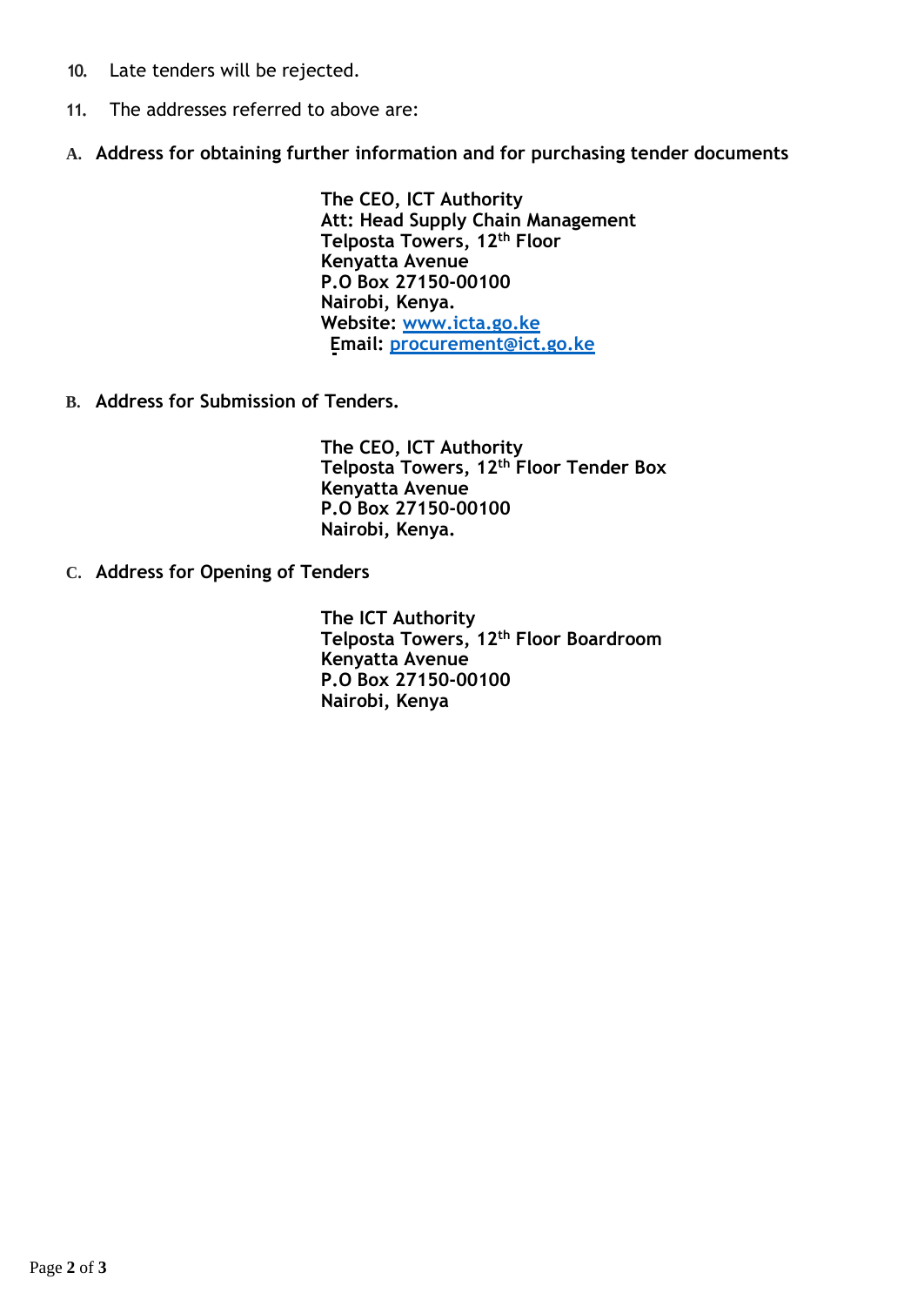10. Late tenders will be rejected.

11. The addresses referred to above are:

**A. Address for obtaining further information and for purchasing tender documents**

**The CEO, ICT Authority**
**Att: Head Supply Chain Management**
**Telposta Towers, 12th Floor**
**Kenyatta Avenue**
**P.O Box 27150-00100**
**Nairobi, Kenya.**
**Website: www.icta.go.ke**
**Email: procurement@ict.go.ke**

**B. Address for Submission of Tenders.**

**The CEO, ICT Authority**
**Telposta Towers, 12th Floor Tender Box**
**Kenyatta Avenue**
**P.O Box 27150-00100**
**Nairobi, Kenya.**

**C. Address for Opening of Tenders**

**The ICT Authority**
**Telposta Towers, 12th Floor Boardroom**
**Kenyatta Avenue**
**P.O Box 27150-00100**
**Nairobi, Kenya**